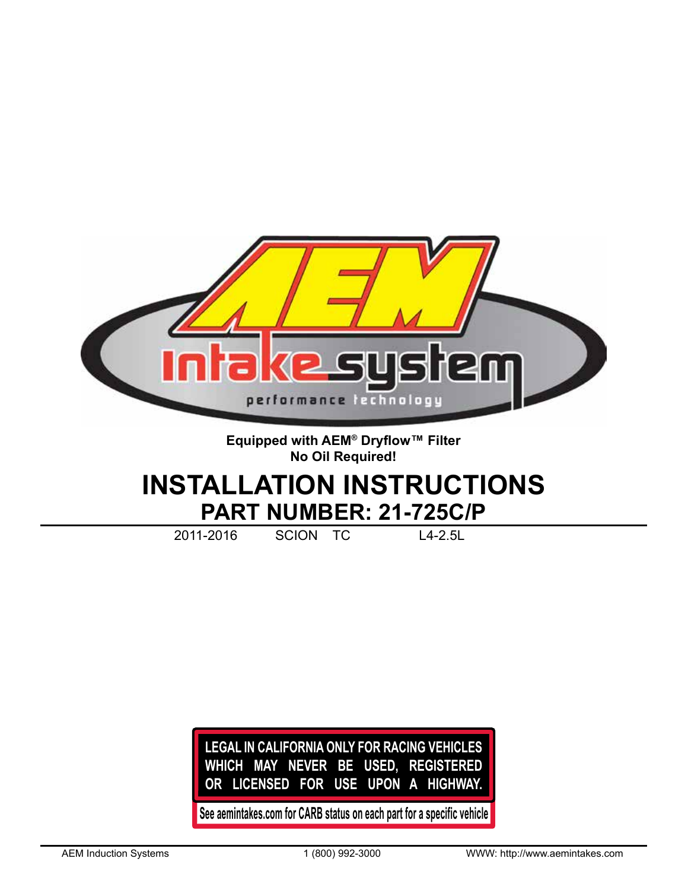Equipped with AEM® Dryflow™ Filter
No Oil Required!

# INSTALLATION INSTRUCTIONS

## PART NUMBER: 21-725C/P

2011-2016 SCION TC L4-2.5L

**LEGAL IN CALIFORNIA ONLY FOR RACING VEHICLES WHICH MAY NEVER BE USED, REGISTERED OR LICENSED FOR USE UPON A HIGHWAY.**

See aemintakes.com for CARB status on each part for a specific vehicle

AEM Induction Systems 1 (800) 992-3000 WWW: http://www.aemintakes.com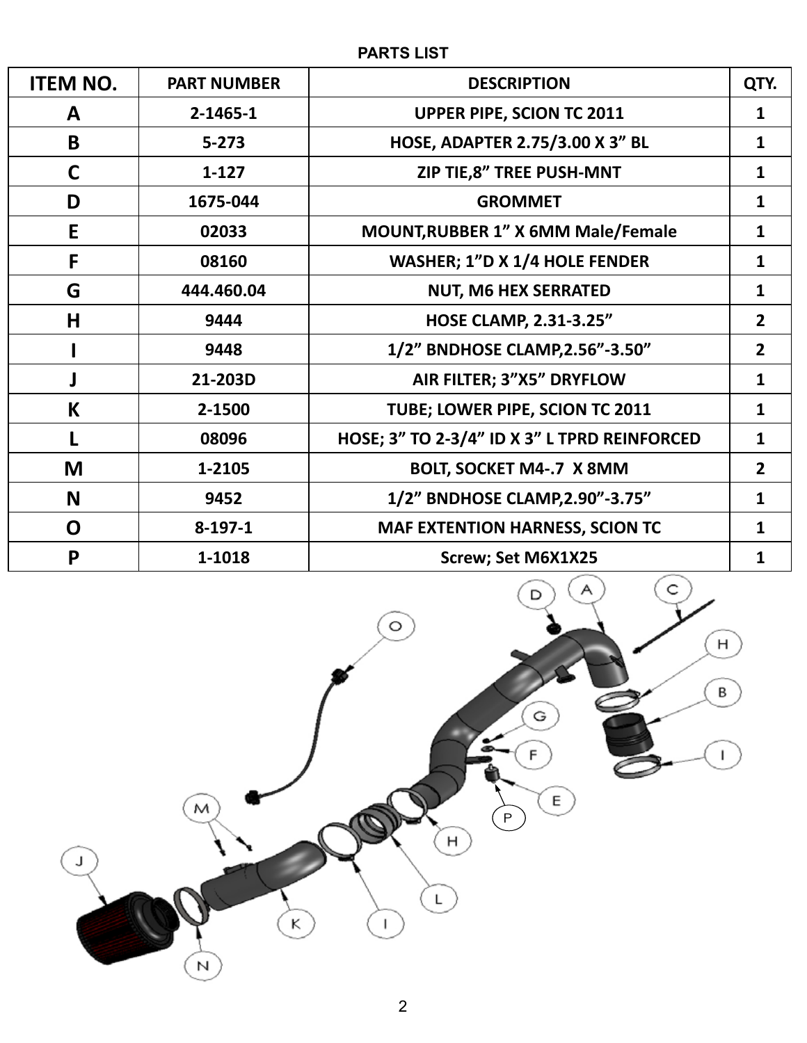**PARTS LIST**

| ITEM NO. | PART NUMBER | DESCRIPTION | QTY. |
|---|---|---|---|
| A | 2-1465-1 | UPPER PIPE, SCION TC 2011 | 1 |
| B | 5-273 | HOSE, ADAPTER 2.75/3.00 X 3” BL | 1 |
| C | 1-127 | ZIP TIE,8” TREE PUSH-MNT | 1 |
| D | 1675-044 | GROMMET | 1 |
| E | 02033 | MOUNT,RUBBER 1” X 6MM Male/Female | 1 |
| F | 08160 | WASHER; 1”D X 1/4 HOLE FENDER | 1 |
| G | 444.460.04 | NUT, M6 HEX SERRATED | 1 |
| H | 9444 | HOSE CLAMP, 2.31-3.25” | 2 |
| I | 9448 | 1/2” BNDHOSE CLAMP,2.56”-3.50” | 2 |
| J | 21-203D | AIR FILTER; 3”X5” DRYFLOW | 1 |
| K | 2-1500 | TUBE; LOWER PIPE, SCION TC 2011 | 1 |
| L | 08096 | HOSE; 3” TO 2-3/4” ID X 3” L TPRD REINFORCED | 1 |
| M | 1-2105 | BOLT, SOCKET M4-.7 X 8MM | 2 |
| N | 9452 | 1/2” BNDHOSE CLAMP,2.90”-3.75” | 1 |
| O | 8-197-1 | MAF EXTENTION HARNESS, SCION TC | 1 |
| P | 1-1018 | Screw; Set M6X1X25 | 1 |

D A C O H G B F I E P M H J L K I N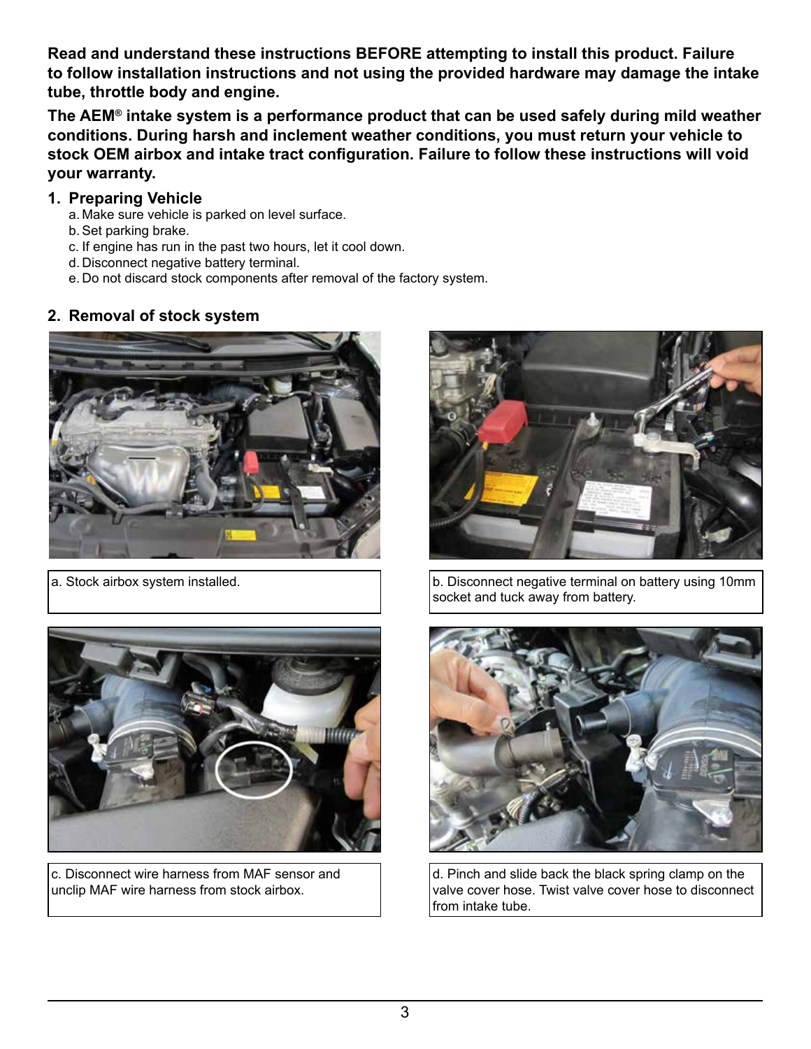**Read and understand these instructions BEFORE attempting to install this product. Failure to follow installation instructions and not using the provided hardware may damage the intake tube, throttle body and engine.**

**The AEM® intake system is a performance product that can be used safely during mild weather conditions. During harsh and inclement weather conditions, you must return your vehicle to stock OEM airbox and intake tract configuration. Failure to follow these instructions will void your warranty.**

## 1. Preparing Vehicle

a. Make sure vehicle is parked on level surface.
b. Set parking brake.
c. If engine has run in the past two hours, let it cool down.
d. Disconnect negative battery terminal.
e. Do not discard stock components after removal of the factory system.

## 2. Removal of stock system

a. Stock airbox system installed.

b. Disconnect negative terminal on battery using 10mm socket and tuck away from battery.

c. Disconnect wire harness from MAF sensor and unclip MAF wire harness from stock airbox.

d. Pinch and slide back the black spring clamp on the valve cover hose. Twist valve cover hose to disconnect from intake tube.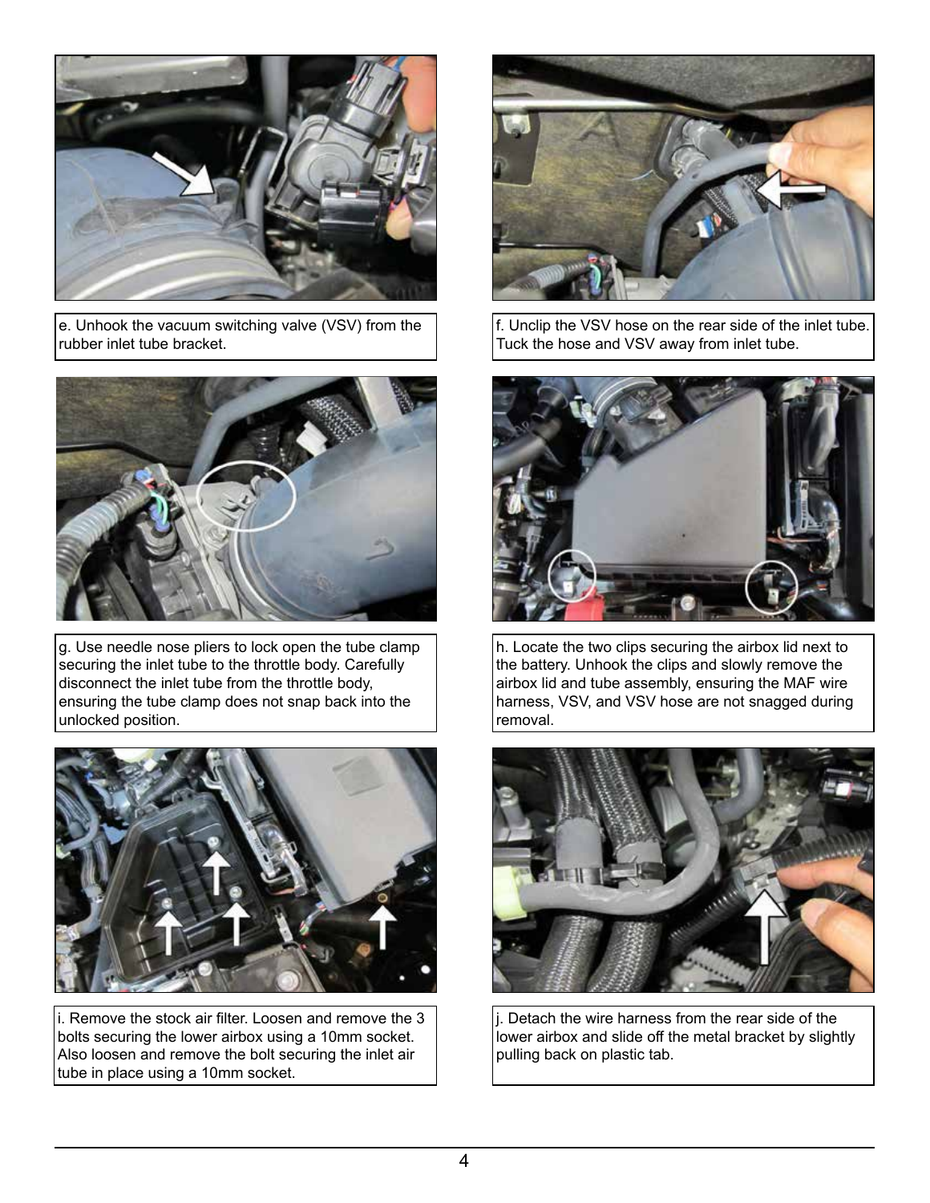e. Unhook the vacuum switching valve (VSV) from the rubber inlet tube bracket.

f. Unclip the VSV hose on the rear side of the inlet tube. Tuck the hose and VSV away from inlet tube.

g. Use needle nose pliers to lock open the tube clamp securing the inlet tube to the throttle body. Carefully disconnect the inlet tube from the throttle body, ensuring the tube clamp does not snap back into the unlocked position.

h. Locate the two clips securing the airbox lid next to the battery. Unhook the clips and slowly remove the airbox lid and tube assembly, ensuring the MAF wire harness, VSV, and VSV hose are not snagged during removal.

i. Remove the stock air filter. Loosen and remove the 3 bolts securing the lower airbox using a 10mm socket. Also loosen and remove the bolt securing the inlet air tube in place using a 10mm socket.

j. Detach the wire harness from the rear side of the lower airbox and slide off the metal bracket by slightly pulling back on plastic tab.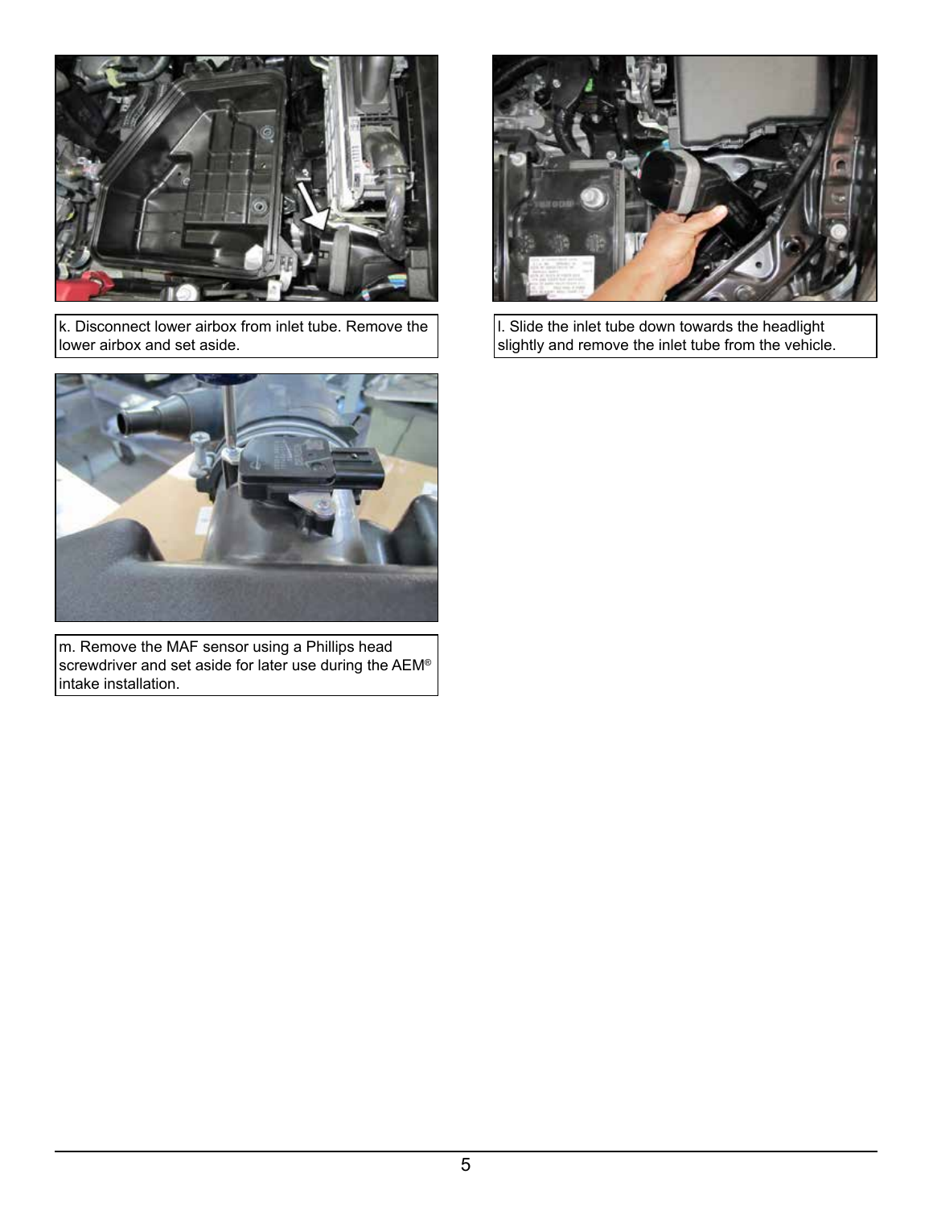k. Disconnect lower airbox from inlet tube. Remove the lower airbox and set aside.

l. Slide the inlet tube down towards the headlight slightly and remove the inlet tube from the vehicle.

m. Remove the MAF sensor using a Phillips head screwdriver and set aside for later use during the AEM® intake installation.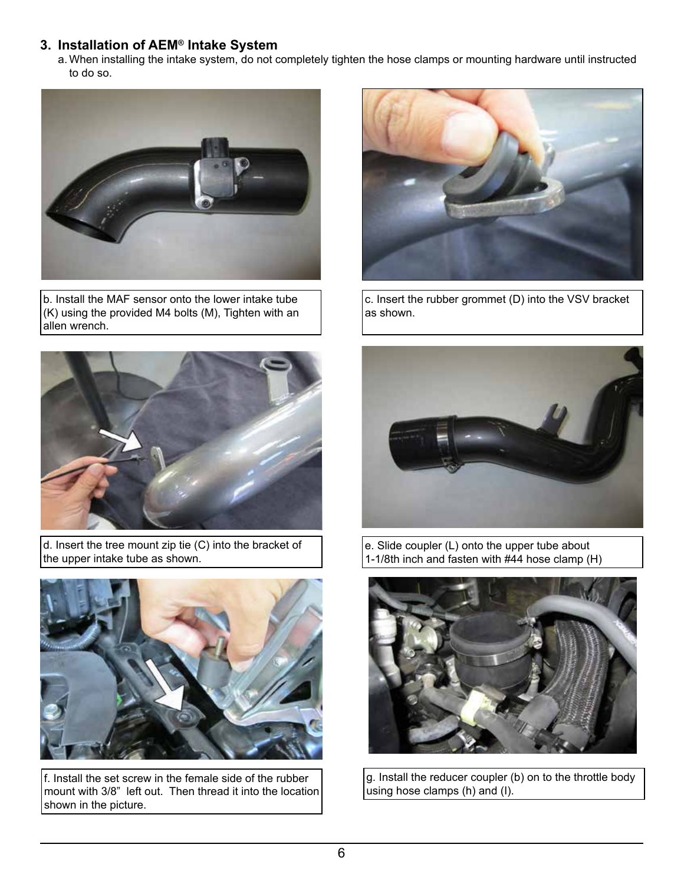## 3. Installation of AEM® Intake System

a. When installing the intake system, do not completely tighten the hose clamps or mounting hardware until instructed to do so.

b. Install the MAF sensor onto the lower intake tube (K) using the provided M4 bolts (M), Tighten with an allen wrench.

c. Insert the rubber grommet (D) into the VSV bracket as shown.

d. Insert the tree mount zip tie (C) into the bracket of the upper intake tube as shown.

e. Slide coupler (L) onto the upper tube about 1-1/8th inch and fasten with #44 hose clamp (H)

f. Install the set screw in the female side of the rubber mount with 3/8" left out. Then thread it into the location shown in the picture.

g. Install the reducer coupler (b) on to the throttle body using hose clamps (h) and (I).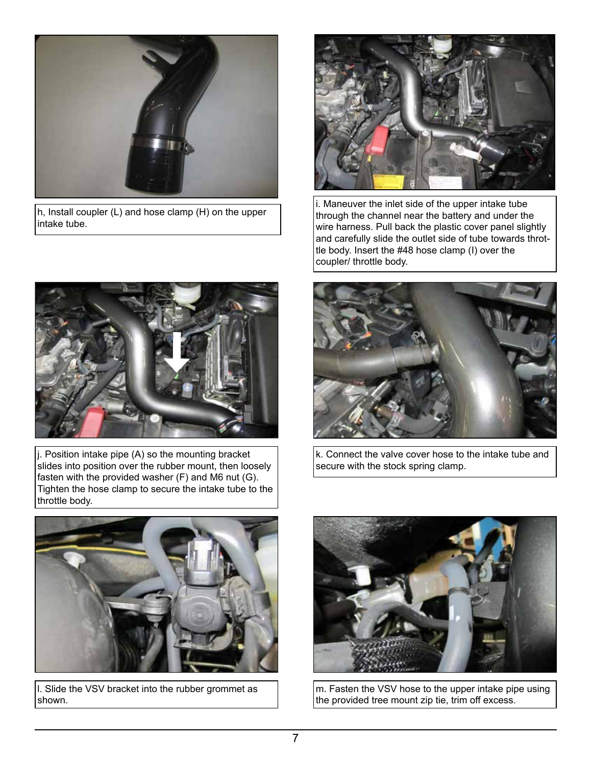h, Install coupler (L) and hose clamp (H) on the upper intake tube.

i. Maneuver the inlet side of the upper intake tube through the channel near the battery and under the wire harness. Pull back the plastic cover panel slightly and carefully slide the outlet side of tube towards throttle body. Insert the #48 hose clamp (I) over the coupler/ throttle body.

j. Position intake pipe (A) so the mounting bracket slides into position over the rubber mount, then loosely fasten with the provided washer (F) and M6 nut (G). Tighten the hose clamp to secure the intake tube to the throttle body.

k. Connect the valve cover hose to the intake tube and secure with the stock spring clamp.

l. Slide the VSV bracket into the rubber grommet as shown.

m. Fasten the VSV hose to the upper intake pipe using the provided tree mount zip tie, trim off excess.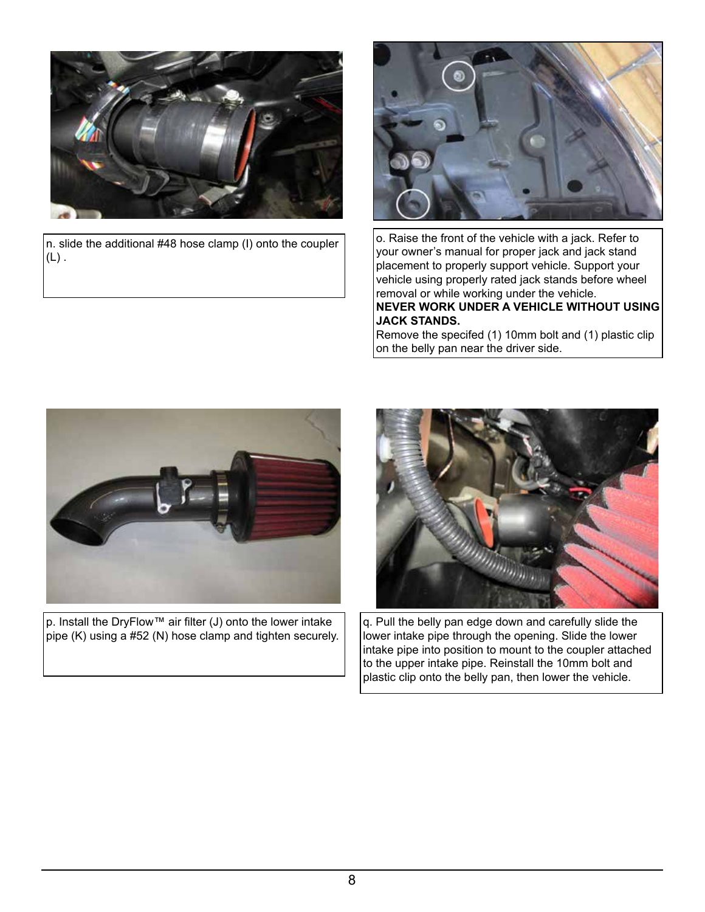n. slide the additional #48 hose clamp (I) onto the coupler (L) .

o. Raise the front of the vehicle with a jack. Refer to your owner's manual for proper jack and jack stand placement to properly support vehicle. Support your vehicle using properly rated jack stands before wheel removal or while working under the vehicle.
**NEVER WORK UNDER A VEHICLE WITHOUT USING JACK STANDS.**
Remove the specifed (1) 10mm bolt and (1) plastic clip on the belly pan near the driver side.

p. Install the DryFlow™ air filter (J) onto the lower intake pipe (K) using a #52 (N) hose clamp and tighten securely.

q. Pull the belly pan edge down and carefully slide the lower intake pipe through the opening. Slide the lower intake pipe into position to mount to the coupler attached to the upper intake pipe. Reinstall the 10mm bolt and plastic clip onto the belly pan, then lower the vehicle.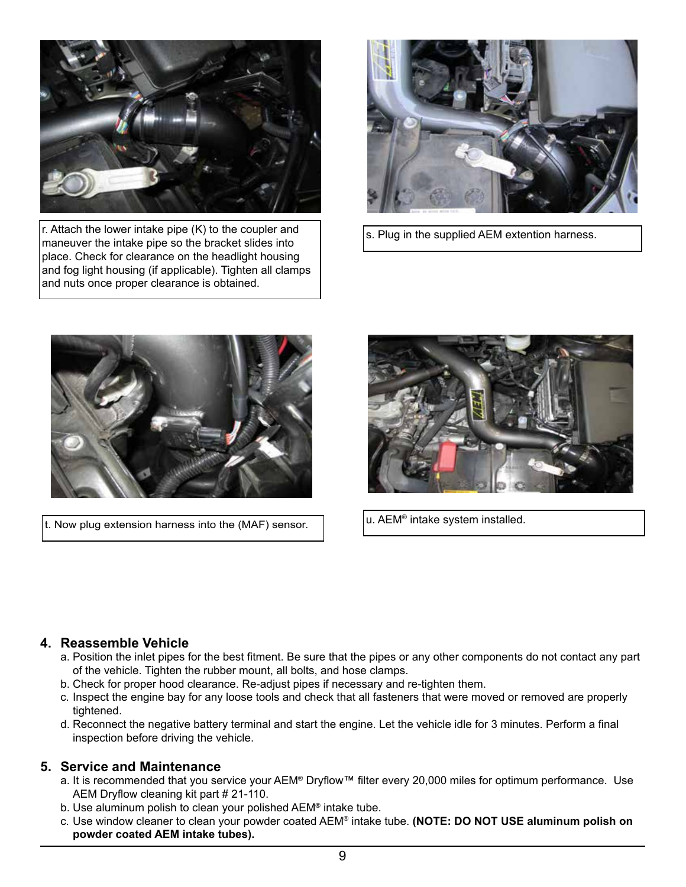r. Attach the lower intake pipe (K) to the coupler and maneuver the intake pipe so the bracket slides into place. Check for clearance on the headlight housing and fog light housing (if applicable). Tighten all clamps and nuts once proper clearance is obtained.

s. Plug in the supplied AEM extention harness.

t. Now plug extension harness into the (MAF) sensor.

u. AEM® intake system installed.

## 4. Reassemble Vehicle

a. Position the inlet pipes for the best fitment. Be sure that the pipes or any other components do not contact any part of the vehicle. Tighten the rubber mount, all bolts, and hose clamps.
b. Check for proper hood clearance. Re-adjust pipes if necessary and re-tighten them.
c. Inspect the engine bay for any loose tools and check that all fasteners that were moved or removed are properly tightened.
d. Reconnect the negative battery terminal and start the engine. Let the vehicle idle for 3 minutes. Perform a final inspection before driving the vehicle.

## 5. Service and Maintenance

a. It is recommended that you service your AEM® Dryflow™ filter every 20,000 miles for optimum performance. Use AEM Dryflow cleaning kit part # 21-110.
b. Use aluminum polish to clean your polished AEM® intake tube.
c. Use window cleaner to clean your powder coated AEM® intake tube. **(NOTE: DO NOT USE aluminum polish on powder coated AEM intake tubes).**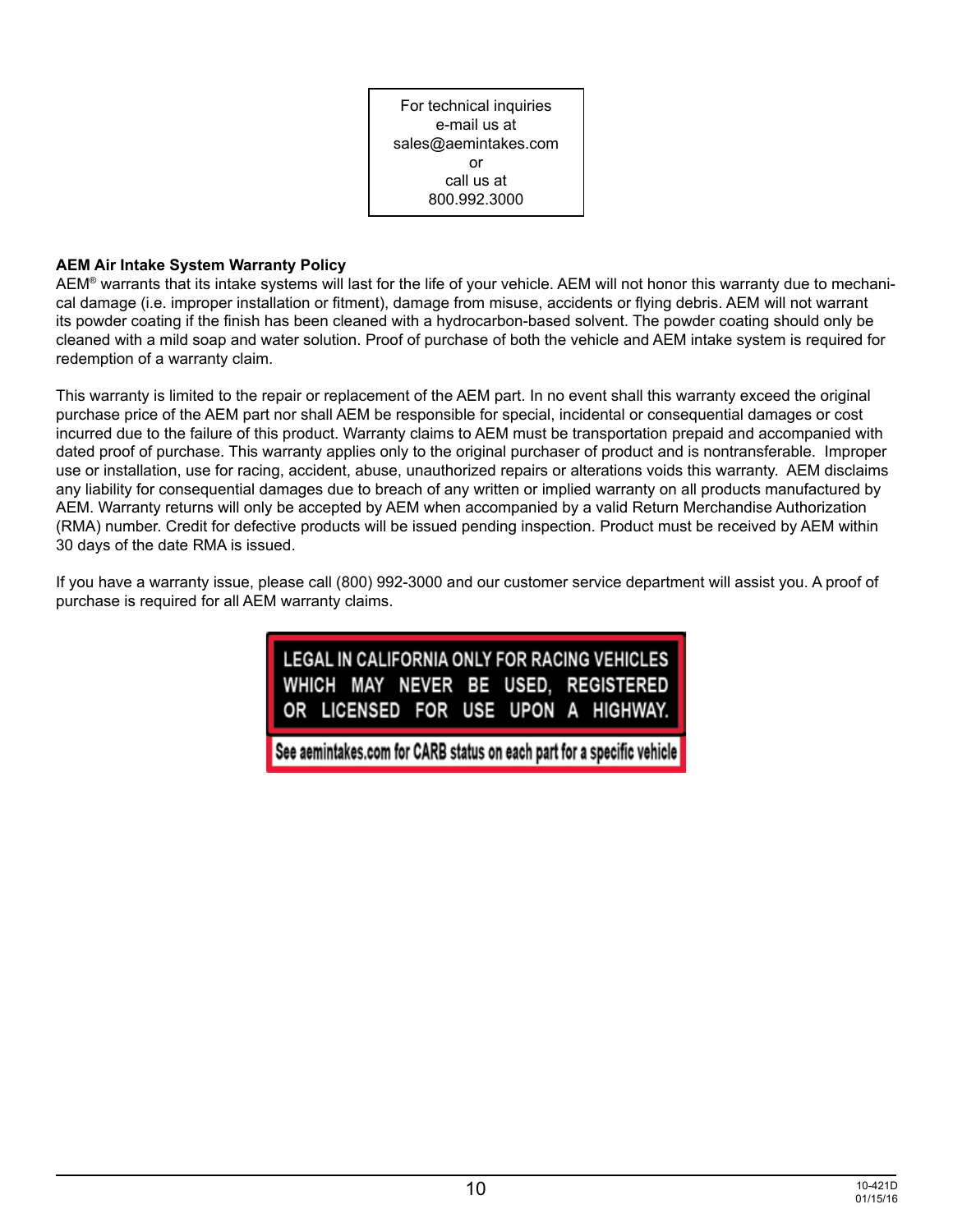For technical inquiries
e-mail us at
sales@aemintakes.com
or
call us at
800.992.3000

**AEM Air Intake System Warranty Policy**

AEM® warrants that its intake systems will last for the life of your vehicle. AEM will not honor this warranty due to mechanical damage (i.e. improper installation or fitment), damage from misuse, accidents or flying debris. AEM will not warrant its powder coating if the finish has been cleaned with a hydrocarbon-based solvent. The powder coating should only be cleaned with a mild soap and water solution. Proof of purchase of both the vehicle and AEM intake system is required for redemption of a warranty claim.

This warranty is limited to the repair or replacement of the AEM part. In no event shall this warranty exceed the original purchase price of the AEM part nor shall AEM be responsible for special, incidental or consequential damages or cost incurred due to the failure of this product. Warranty claims to AEM must be transportation prepaid and accompanied with dated proof of purchase. This warranty applies only to the original purchaser of product and is nontransferable. Improper use or installation, use for racing, accident, abuse, unauthorized repairs or alterations voids this warranty. AEM disclaims any liability for consequential damages due to breach of any written or implied warranty on all products manufactured by AEM. Warranty returns will only be accepted by AEM when accompanied by a valid Return Merchandise Authorization (RMA) number. Credit for defective products will be issued pending inspection. Product must be received by AEM within 30 days of the date RMA is issued.

If you have a warranty issue, please call (800) 992-3000 and our customer service department will assist you. A proof of purchase is required for all AEM warranty claims.

**LEGAL IN CALIFORNIA ONLY FOR RACING VEHICLES WHICH MAY NEVER BE USED, REGISTERED OR LICENSED FOR USE UPON A HIGHWAY.**

**See aemintakes.com for CARB status on each part for a specific vehicle**

10-421D
01/15/16